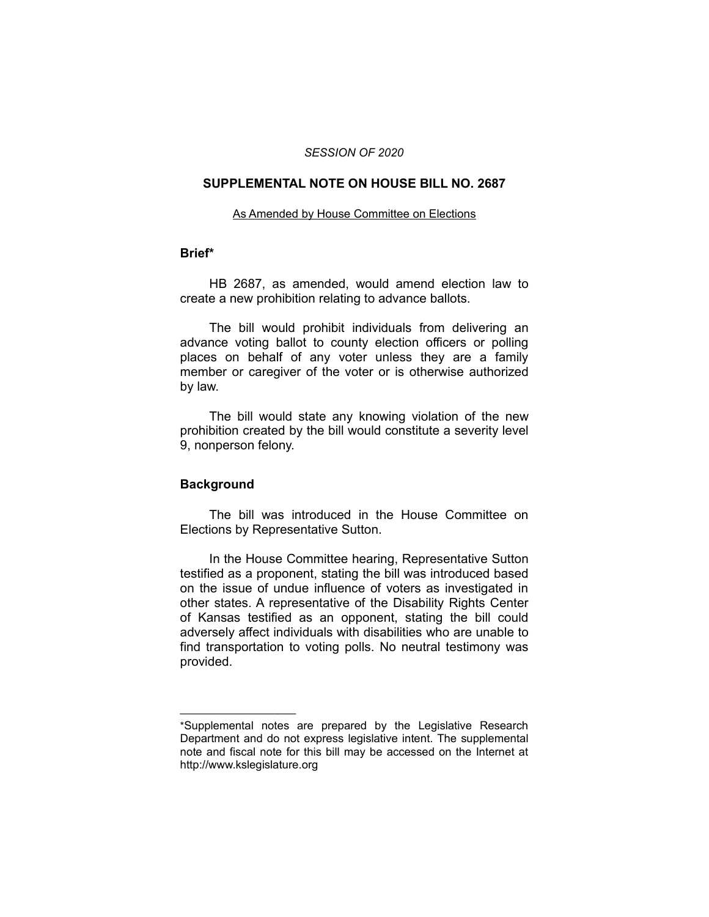*SESSION OF 2020*

# SUPPLEMENTAL NOTE ON HOUSE BILL NO. 2687

As Amended by House Committee on Elections

## Brief*

HB 2687, as amended, would amend election law to create a new prohibition relating to advance ballots.

The bill would prohibit individuals from delivering an advance voting ballot to county election officers or polling places on behalf of any voter unless they are a family member or caregiver of the voter or is otherwise authorized by law.

The bill would state any knowing violation of the new prohibition created by the bill would constitute a severity level 9, nonperson felony.

## Background

The bill was introduced in the House Committee on Elections by Representative Sutton.

In the House Committee hearing, Representative Sutton testified as a proponent, stating the bill was introduced based on the issue of undue influence of voters as investigated in other states. A representative of the Disability Rights Center of Kansas testified as an opponent, stating the bill could adversely affect individuals with disabilities who are unable to find transportation to voting polls. No neutral testimony was provided.

---

*Supplemental notes are prepared by the Legislative Research Department and do not express legislative intent. The supplemental note and fiscal note for this bill may be accessed on the Internet at http://www.kslegislature.org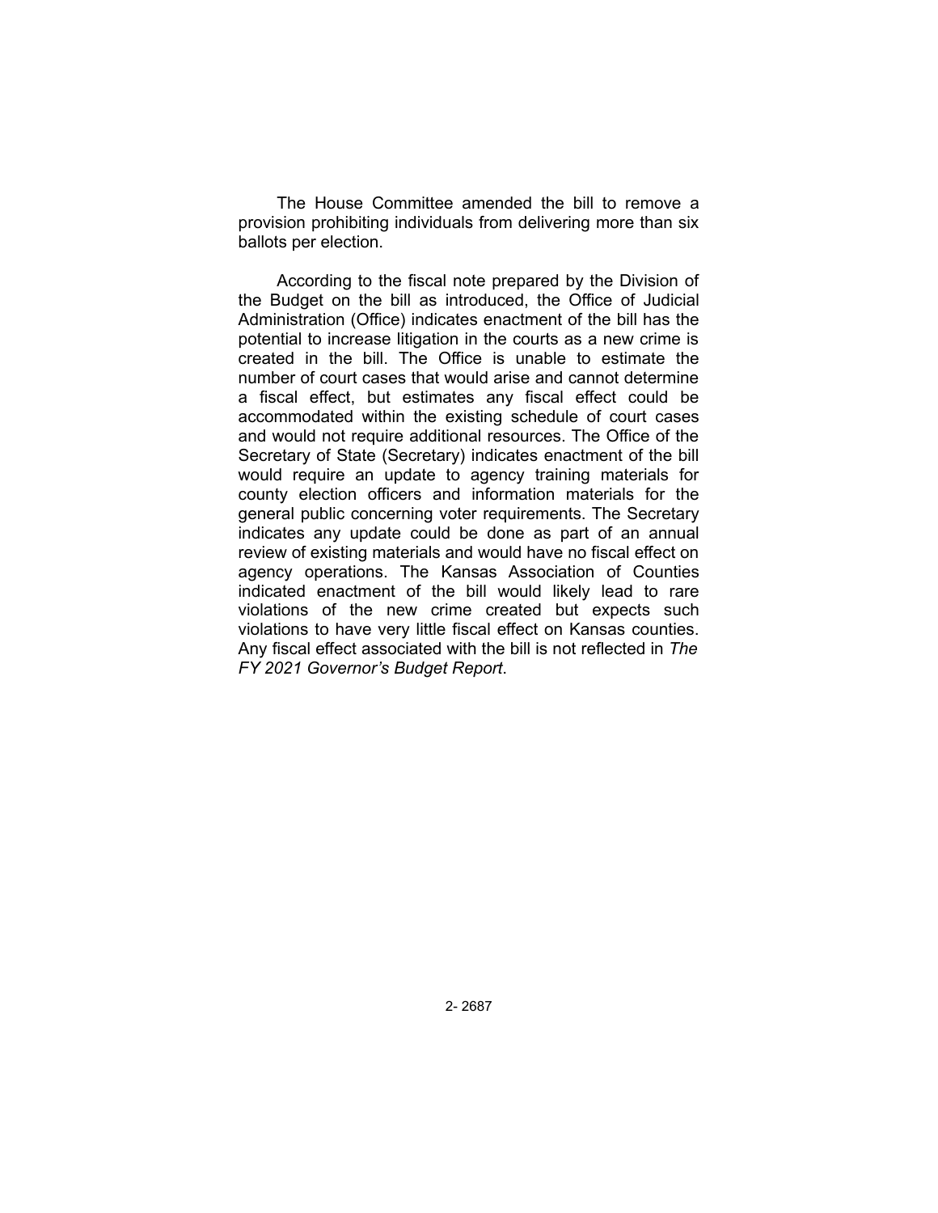The House Committee amended the bill to remove a provision prohibiting individuals from delivering more than six ballots per election.

According to the fiscal note prepared by the Division of the Budget on the bill as introduced, the Office of Judicial Administration (Office) indicates enactment of the bill has the potential to increase litigation in the courts as a new crime is created in the bill. The Office is unable to estimate the number of court cases that would arise and cannot determine a fiscal effect, but estimates any fiscal effect could be accommodated within the existing schedule of court cases and would not require additional resources. The Office of the Secretary of State (Secretary) indicates enactment of the bill would require an update to agency training materials for county election officers and information materials for the general public concerning voter requirements. The Secretary indicates any update could be done as part of an annual review of existing materials and would have no fiscal effect on agency operations. The Kansas Association of Counties indicated enactment of the bill would likely lead to rare violations of the new crime created but expects such violations to have very little fiscal effect on Kansas counties. Any fiscal effect associated with the bill is not reflected in *The FY 2021 Governor's Budget Report*.